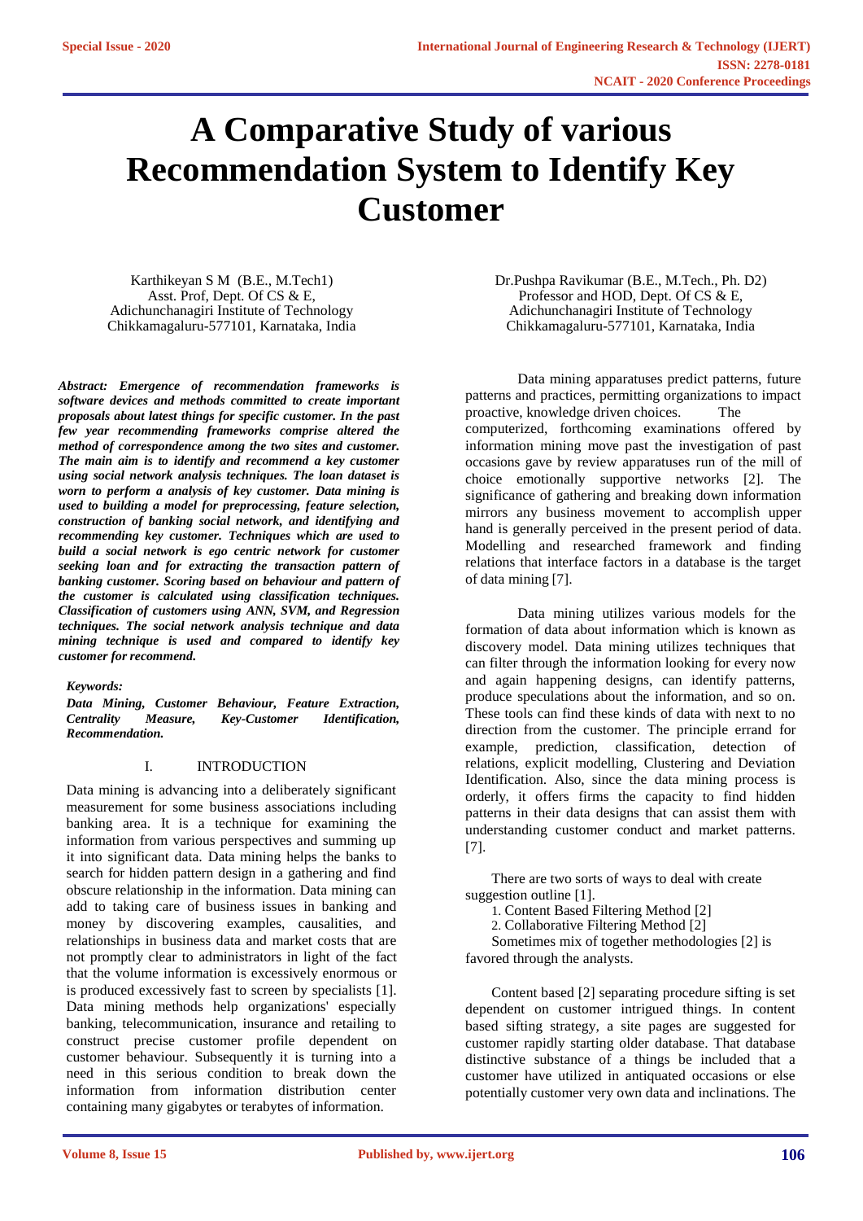# A Comparative Study of various Recommendation System to Identify Key Customer

Karthikeyan S M (B.E., M.Tech1)
Asst. Prof, Dept. Of CS & E,
Adichunchanagiri Institute of Technology
Chikkamagaluru-577101, Karnataka, India

Dr.Pushpa Ravikumar (B.E., M.Tech., Ph. D2)
Professor and HOD, Dept. Of CS & E,
Adichunchanagiri Institute of Technology
Chikkamagaluru-577101, Karnataka, India

***Abstract:** Emergence of recommendation frameworks is software devices and methods committed to create important proposals about latest things for specific customer. In the past few year recommending frameworks comprise altered the method of correspondence among the two sites and customer. The main aim is to identify and recommend a key customer using social network analysis techniques. The loan dataset is worn to perform a analysis of key customer. Data mining is used to building a model for preprocessing, feature selection, construction of banking social network, and identifying and recommending key customer. Techniques which are used to build a social network is ego centric network for customer seeking loan and for extracting the transaction pattern of banking customer. Scoring based on behaviour and pattern of the customer is calculated using classification techniques. Classification of customers using ANN, SVM, and Regression techniques. The social network analysis technique and data mining technique is used and compared to identify key customer for recommend.*

***Keywords:***
***Data Mining, Customer Behaviour, Feature Extraction, Centrality Measure, Key-Customer Identification, Recommendation.***

## I. INTRODUCTION

Data mining is advancing into a deliberately significant measurement for some business associations including banking area. It is a technique for examining the information from various perspectives and summing up it into significant data. Data mining helps the banks to search for hidden pattern design in a gathering and find obscure relationship in the information. Data mining can add to taking care of business issues in banking and money by discovering examples, causalities, and relationships in business data and market costs that are not promptly clear to administrators in light of the fact that the volume information is excessively enormous or is produced excessively fast to screen by specialists [1]. Data mining methods help organizations' especially banking, telecommunication, insurance and retailing to construct precise customer profile dependent on customer behaviour. Subsequently it is turning into a need in this serious condition to break down the information from information distribution center containing many gigabytes or terabytes of information.

Data mining apparatuses predict patterns, future patterns and practices, permitting organizations to impact proactive, knowledge driven choices. The computerized, forthcoming examinations offered by information mining move past the investigation of past occasions gave by review apparatuses run of the mill of choice emotionally supportive networks [2]. The significance of gathering and breaking down information mirrors any business movement to accomplish upper hand is generally perceived in the present period of data. Modelling and researched framework and finding relations that interface factors in a database is the target of data mining [7].

Data mining utilizes various models for the formation of data about information which is known as discovery model. Data mining utilizes techniques that can filter through the information looking for every now and again happening designs, can identify patterns, produce speculations about the information, and so on. These tools can find these kinds of data with next to no direction from the customer. The principle errand for example, prediction, classification, detection of relations, explicit modelling, Clustering and Deviation Identification. Also, since the data mining process is orderly, it offers firms the capacity to find hidden patterns in their data designs that can assist them with understanding customer conduct and market patterns. [7].

There are two sorts of ways to deal with create suggestion outline [1].

1. Content Based Filtering Method [2]
2. Collaborative Filtering Method [2]

Sometimes mix of together methodologies [2] is favored through the analysts.

Content based [2] separating procedure sifting is set dependent on customer intrigued things. In content based sifting strategy, a site pages are suggested for customer rapidly starting older database. That database distinctive substance of a things be included that a customer have utilized in antiquated occasions or else potentially customer very own data and inclinations. The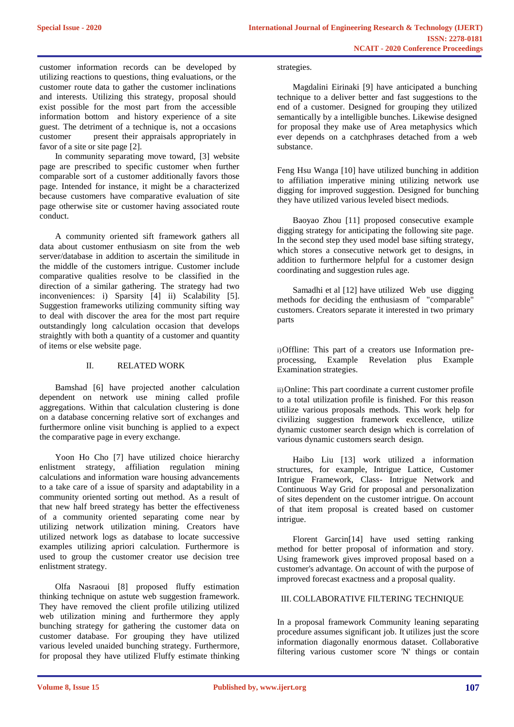customer information records can be developed by utilizing reactions to questions, thing evaluations, or the customer route data to gather the customer inclinations and interests. Utilizing this strategy, proposal should exist possible for the most part from the accessible information bottom and history experience of a site guest. The detriment of a technique is, not a occasions customer present their appraisals appropriately in favor of a site or site page [2].

In community separating move toward, [3] website page are prescribed to specific customer when further comparable sort of a customer additionally favors those page. Intended for instance, it might be a characterized because customers have comparative evaluation of site page otherwise site or customer having associated route conduct.

A community oriented sift framework gathers all data about customer enthusiasm on site from the web server/database in addition to ascertain the similitude in the middle of the customers intrigue. Customer include comparative qualities resolve to be classified in the direction of a similar gathering. The strategy had two inconveniences: i) Sparsity [4] ii) Scalability [5]. Suggestion frameworks utilizing community sifting way to deal with discover the area for the most part require outstandingly long calculation occasion that develops straightly with both a quantity of a customer and quantity of items or else website page.

## II. RELATED WORK

Bamshad [6] have projected another calculation dependent on network use mining called profile aggregations. Within that calculation clustering is done on a database concerning relative sort of exchanges and furthermore online visit bunching is applied to a expect the comparative page in every exchange.

Yoon Ho Cho [7] have utilized choice hierarchy enlistment strategy, affiliation regulation mining calculations and information ware housing advancements to a take care of a issue of sparsity and adaptability in a community oriented sorting out method. As a result of that new half breed strategy has better the effectiveness of a community oriented separating come near by utilizing network utilization mining. Creators have utilized network logs as database to locate successive examples utilizing apriori calculation. Furthermore is used to group the customer creator use decision tree enlistment strategy.

Olfa Nasraoui [8] proposed fluffy estimation thinking technique on astute web suggestion framework. They have removed the client profile utilizing utilized web utilization mining and furthermore they apply bunching strategy for gathering the customer data on customer database. For grouping they have utilized various leveled unaided bunching strategy. Furthermore, for proposal they have utilized Fluffy estimate thinking strategies.

Magdalini Eirinaki [9] have anticipated a bunching technique to a deliver better and fast suggestions to the end of a customer. Designed for grouping they utilized semantically by a intelligible bunches. Likewise designed for proposal they make use of Area metaphysics which ever depends on a catchphrases detached from a web substance.

Feng Hsu Wanga [10] have utilized bunching in addition to affiliation imperative mining utilizing network use digging for improved suggestion. Designed for bunching they have utilized various leveled bisect mediods.

Baoyao Zhou [11] proposed consecutive example digging strategy for anticipating the following site page. In the second step they used model base sifting strategy, which stores a consecutive network get to designs, in addition to furthermore helpful for a customer design coordinating and suggestion rules age.

Samadhi et al [12] have utilized Web use digging methods for deciding the enthusiasm of "comparable" customers. Creators separate it interested in two primary parts

i) Offline: This part of a creators use Information pre-processing, Example Revelation plus Example Examination strategies.

ii) Online: This part coordinate a current customer profile to a total utilization profile is finished. For this reason utilize various proposals methods. This work help for civilizing suggestion framework excellence, utilize dynamic customer search design which is correlation of various dynamic customers search design.

Haibo Liu [13] work utilized a information structures, for example, Intrigue Lattice, Customer Intrigue Framework, Class- Intrigue Network and Continuous Way Grid for proposal and personalization of sites dependent on the customer intrigue. On account of that item proposal is created based on customer intrigue.

Florent Garcin[14] have used setting ranking method for better proposal of information and story. Using framework gives improved proposal based on a customer's advantage. On account of with the purpose of improved forecast exactness and a proposal quality.

## III. COLLABORATIVE FILTERING TECHNIQUE

In a proposal framework Community leaning separating procedure assumes significant job. It utilizes just the score information diagonally enormous dataset. Collaborative filtering various customer score 'N' things or contain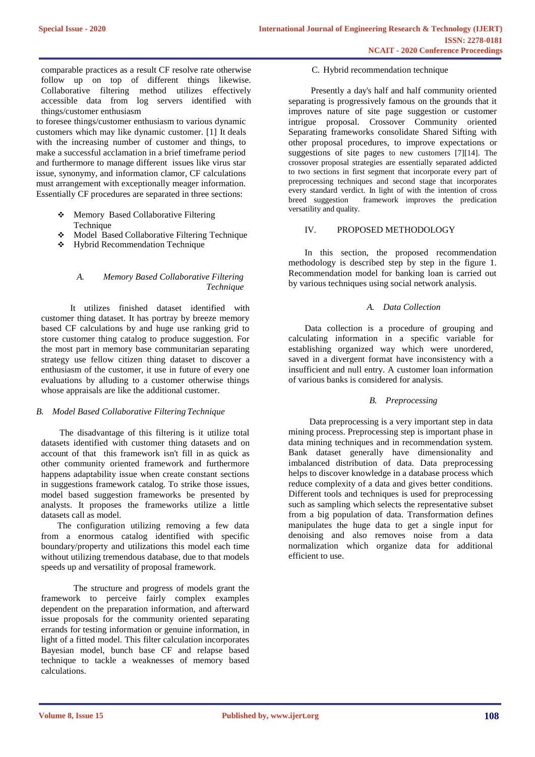comparable practices as a result CF resolve rate otherwise follow up on top of different things likewise. Collaborative filtering method utilizes effectively accessible data from log servers identified with things/customer enthusiasm to foresee things/customer enthusiasm to various dynamic customers which may like dynamic customer. [1] It deals with the increasing number of customer and things, to make a successful acclamation in a brief timeframe period and furthermore to manage different issues like virus star issue, synonymy, and information clamor, CF calculations must arrangement with exceptionally meager information. Essentially CF procedures are separated in three sections:

- Memory Based Collaborative Filtering Technique
- Model Based Collaborative Filtering Technique
- Hybrid Recommendation Technique

### *A. Memory Based Collaborative Filtering Technique*

It utilizes finished dataset identified with customer thing dataset. It has portray by breeze memory based CF calculations by and huge use ranking grid to store customer thing catalog to produce suggestion. For the most part in memory base communitarian separating strategy use fellow citizen thing dataset to discover a enthusiasm of the customer, it use in future of every one evaluations by alluding to a customer otherwise things whose appraisals are like the additional customer.

### *B. Model Based Collaborative Filtering Technique*

The disadvantage of this filtering is it utilize total datasets identified with customer thing datasets and on account of that this framework isn't fill in as quick as other community oriented framework and furthermore happens adaptability issue when create constant sections in suggestions framework catalog. To strike those issues, model based suggestion frameworks be presented by analysts. It proposes the frameworks utilize a little datasets call as model.

The configuration utilizing removing a few data from a enormous catalog identified with specific boundary/property and utilizations this model each time without utilizing tremendous database, due to that models speeds up and versatility of proposal framework.

The structure and progress of models grant the framework to perceive fairly complex examples dependent on the preparation information, and afterward issue proposals for the community oriented separating errands for testing information or genuine information, in light of a fitted model. This filter calculation incorporates Bayesian model, bunch base CF and relapse based technique to tackle a weaknesses of memory based calculations.

### C. Hybrid recommendation technique

Presently a day's half and half community oriented separating is progressively famous on the grounds that it improves nature of site page suggestion or customer intrigue proposal. Crossover Community oriented Separating frameworks consolidate Shared Sifting with other proposal procedures, to improve expectations or suggestions of site pages to new customers [7][14]. The crossover proposal strategies are essentially separated addicted to two sections in first segment that incorporate every part of preprocessing techniques and second stage that incorporates every standard verdict. In light of with the intention of cross breed suggestion framework improves the predication versatility and quality.

## IV. PROPOSED METHODOLOGY

In this section, the proposed recommendation methodology is described step by step in the figure 1. Recommendation model for banking loan is carried out by various techniques using social network analysis.

### *A. Data Collection*

Data collection is a procedure of grouping and calculating information in a specific variable for establishing organized way which were unordered, saved in a divergent format have inconsistency with a insufficient and null entry. A customer loan information of various banks is considered for analysis.

### *B. Preprocessing*

Data preprocessing is a very important step in data mining process. Preprocessing step is important phase in data mining techniques and in recommendation system. Bank dataset generally have dimensionality and imbalanced distribution of data. Data preprocessing helps to discover knowledge in a database process which reduce complexity of a data and gives better conditions. Different tools and techniques is used for preprocessing such as sampling which selects the representative subset from a big population of data. Transformation defines manipulates the huge data to get a single input for denoising and also removes noise from a data normalization which organize data for additional efficient to use.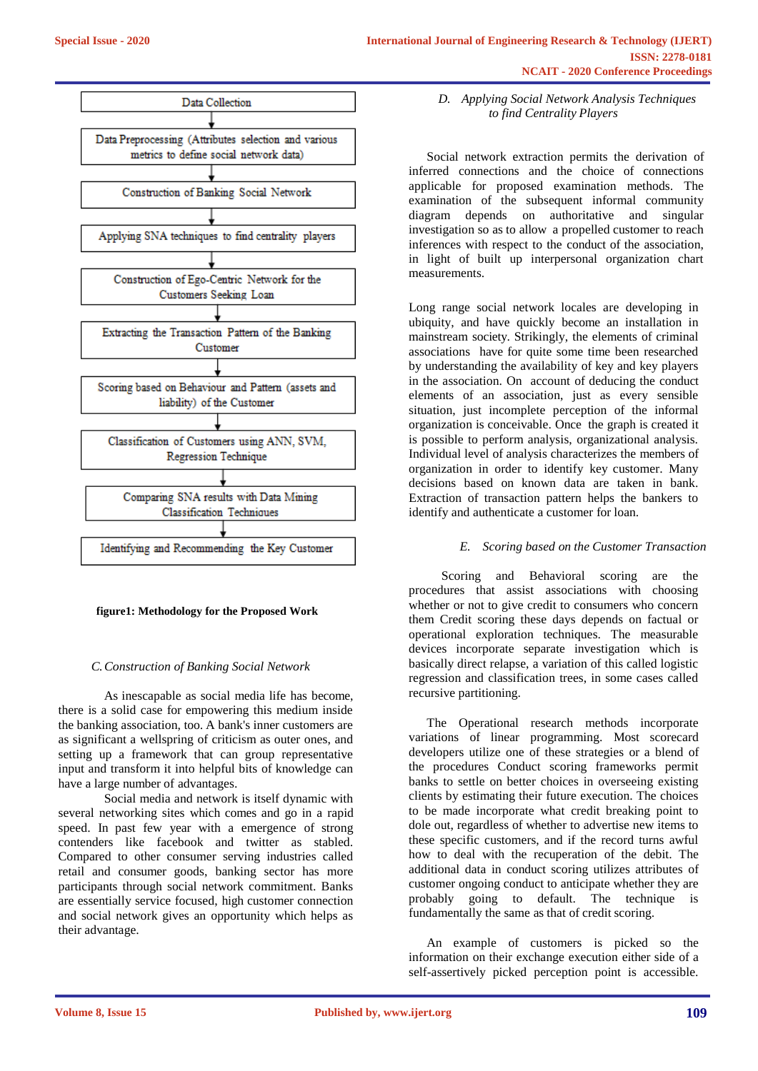Data Collection

↓

Data Preprocessing (Attributes selection and various metrics to define social network data)

↓

Construction of Banking Social Network

↓

Applying SNA techniques to find centrality players

↓

Construction of Ego-Centric Network for the Customers Seeking Loan

↓

Extracting the Transaction Pattern of the Banking Customer

↓

Scoring based on Behaviour and Pattern (assets and liability) of the Customer

↓

Classification of Customers using ANN, SVM, Regression Technique

↓

Comparing SNA results with Data Mining Classification Techniques

↓

Identifying and Recommending the Key Customer

**figure1: Methodology for the Proposed Work**

### *C. Construction of Banking Social Network*

As inescapable as social media life has become, there is a solid case for empowering this medium inside the banking association, too. A bank's inner customers are as significant a wellspring of criticism as outer ones, and setting up a framework that can group representative input and transform it into helpful bits of knowledge can have a large number of advantages.

Social media and network is itself dynamic with several networking sites which comes and go in a rapid speed. In past few year with a emergence of strong contenders like facebook and twitter as stabled. Compared to other consumer serving industries called retail and consumer goods, banking sector has more participants through social network commitment. Banks are essentially service focused, high customer connection and social network gives an opportunity which helps as their advantage.

### *D. Applying Social Network Analysis Techniques to find Centrality Players*

Social network extraction permits the derivation of inferred connections and the choice of connections applicable for proposed examination methods. The examination of the subsequent informal community diagram depends on authoritative and singular investigation so as to allow a propelled customer to reach inferences with respect to the conduct of the association, in light of built up interpersonal organization chart measurements.

Long range social network locales are developing in ubiquity, and have quickly become an installation in mainstream society. Strikingly, the elements of criminal associations have for quite some time been researched by understanding the availability of key and key players in the association. On account of deducing the conduct elements of an association, just as every sensible situation, just incomplete perception of the informal organization is conceivable. Once the graph is created it is possible to perform analysis, organizational analysis. Individual level of analysis characterizes the members of organization in order to identify key customer. Many decisions based on known data are taken in bank. Extraction of transaction pattern helps the bankers to identify and authenticate a customer for loan.

### *E. Scoring based on the Customer Transaction*

Scoring and Behavioral scoring are the procedures that assist associations with choosing whether or not to give credit to consumers who concern them Credit scoring these days depends on factual or operational exploration techniques. The measurable devices incorporate separate investigation which is basically direct relapse, a variation of this called logistic regression and classification trees, in some cases called recursive partitioning.

The Operational research methods incorporate variations of linear programming. Most scorecard developers utilize one of these strategies or a blend of the procedures Conduct scoring frameworks permit banks to settle on better choices in overseeing existing clients by estimating their future execution. The choices to be made incorporate what credit breaking point to dole out, regardless of whether to advertise new items to these specific customers, and if the record turns awful how to deal with the recuperation of the debit. The additional data in conduct scoring utilizes attributes of customer ongoing conduct to anticipate whether they are probably going to default. The technique is fundamentally the same as that of credit scoring.

An example of customers is picked so the information on their exchange execution either side of a self-assertively picked perception point is accessible.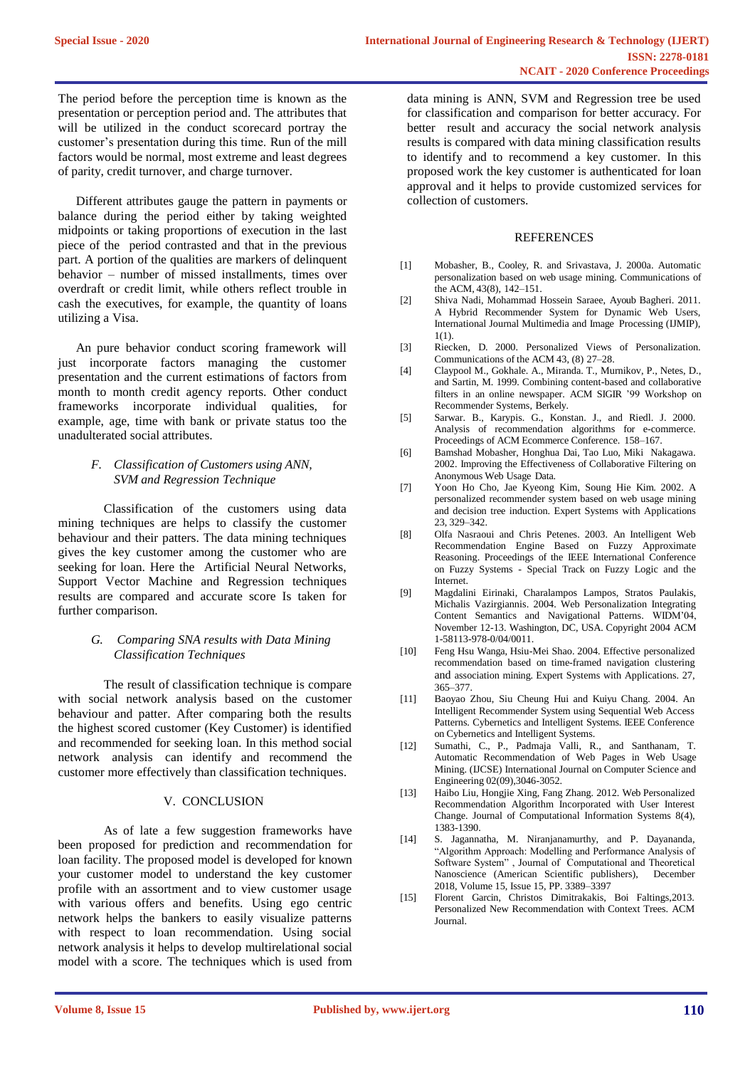The period before the perception time is known as the presentation or perception period and. The attributes that will be utilized in the conduct scorecard portray the customer's presentation during this time. Run of the mill factors would be normal, most extreme and least degrees of parity, credit turnover, and charge turnover.

Different attributes gauge the pattern in payments or balance during the period either by taking weighted midpoints or taking proportions of execution in the last piece of the period contrasted and that in the previous part. A portion of the qualities are markers of delinquent behavior – number of missed installments, times over overdraft or credit limit, while others reflect trouble in cash the executives, for example, the quantity of loans utilizing a Visa.

An pure behavior conduct scoring framework will just incorporate factors managing the customer presentation and the current estimations of factors from month to month credit agency reports. Other conduct frameworks incorporate individual qualities, for example, age, time with bank or private status too the unadulterated social attributes.

### *F. Classification of Customers using ANN, SVM and Regression Technique*

Classification of the customers using data mining techniques are helps to classify the customer behaviour and their patters. The data mining techniques gives the key customer among the customer who are seeking for loan. Here the Artificial Neural Networks, Support Vector Machine and Regression techniques results are compared and accurate score Is taken for further comparison.

### *G. Comparing SNA results with Data Mining Classification Techniques*

The result of classification technique is compare with social network analysis based on the customer behaviour and patter. After comparing both the results the highest scored customer (Key Customer) is identified and recommended for seeking loan. In this method social network analysis can identify and recommend the customer more effectively than classification techniques.

## V. CONCLUSION

As of late a few suggestion frameworks have been proposed for prediction and recommendation for loan facility. The proposed model is developed for known your customer model to understand the key customer profile with an assortment and to view customer usage with various offers and benefits. Using ego centric network helps the bankers to easily visualize patterns with respect to loan recommendation. Using social network analysis it helps to develop multirelational social model with a score. The techniques which is used from data mining is ANN, SVM and Regression tree be used for classification and comparison for better accuracy. For better result and accuracy the social network analysis results is compared with data mining classification results to identify and to recommend a key customer. In this proposed work the key customer is authenticated for loan approval and it helps to provide customized services for collection of customers.

## REFERENCES

[1] Mobasher, B., Cooley, R. and Srivastava, J. 2000a. Automatic personalization based on web usage mining. Communications of the ACM, 43(8), 142–151.

[2] Shiva Nadi, Mohammad Hossein Saraee, Ayoub Bagheri. 2011. A Hybrid Recommender System for Dynamic Web Users, International Journal Multimedia and Image Processing (IJMIP), 1(1).

[3] Riecken, D. 2000. Personalized Views of Personalization. Communications of the ACM 43, (8) 27–28.

[4] Claypool M., Gokhale. A., Miranda. T., Murnikov, P., Netes, D., and Sartin, M. 1999. Combining content-based and collaborative filters in an online newspaper. ACM SIGIR '99 Workshop on Recommender Systems, Berkely.

[5] Sarwar. B., Karypis. G., Konstan. J., and Riedl. J. 2000. Analysis of recommendation algorithms for e-commerce. Proceedings of ACM Ecommerce Conference. 158–167.

[6] Bamshad Mobasher, Honghua Dai, Tao Luo, Miki Nakagawa. 2002. Improving the Effectiveness of Collaborative Filtering on Anonymous Web Usage Data.

[7] Yoon Ho Cho, Jae Kyeong Kim, Soung Hie Kim. 2002. A personalized recommender system based on web usage mining and decision tree induction. Expert Systems with Applications 23, 329–342.

[8] Olfa Nasraoui and Chris Petenes. 2003. An Intelligent Web Recommendation Engine Based on Fuzzy Approximate Reasoning. Proceedings of the IEEE International Conference on Fuzzy Systems - Special Track on Fuzzy Logic and the Internet.

[9] Magdalini Eirinaki, Charalampos Lampos, Stratos Paulakis, Michalis Vazirgiannis. 2004. Web Personalization Integrating Content Semantics and Navigational Patterns. WIDM'04, November 12-13. Washington, DC, USA. Copyright 2004 ACM 1-58113-978-0/04/0011.

[10] Feng Hsu Wanga, Hsiu-Mei Shao. 2004. Effective personalized recommendation based on time-framed navigation clustering and association mining. Expert Systems with Applications. 27, 365–377.

[11] Baoyao Zhou, Siu Cheung Hui and Kuiyu Chang. 2004. An Intelligent Recommender System using Sequential Web Access Patterns. Cybernetics and Intelligent Systems. IEEE Conference on Cybernetics and Intelligent Systems.

[12] Sumathi, C., P., Padmaja Valli, R., and Santhanam, T. Automatic Recommendation of Web Pages in Web Usage Mining. (IJCSE) International Journal on Computer Science and Engineering 02(09),3046-3052.

[13] Haibo Liu, Hongjie Xing, Fang Zhang. 2012. Web Personalized Recommendation Algorithm Incorporated with User Interest Change. Journal of Computational Information Systems 8(4), 1383-1390.

[14] S. Jagannatha, M. Niranjanamurthy, and P. Dayananda, "Algorithm Approach: Modelling and Performance Analysis of Software System" , Journal of Computational and Theoretical Nanoscience (American Scientific publishers), December 2018, Volume 15, Issue 15, PP. 3389–3397

[15] Florent Garcin, Christos Dimitrakakis, Boi Faltings,2013. Personalized New Recommendation with Context Trees. ACM Journal.